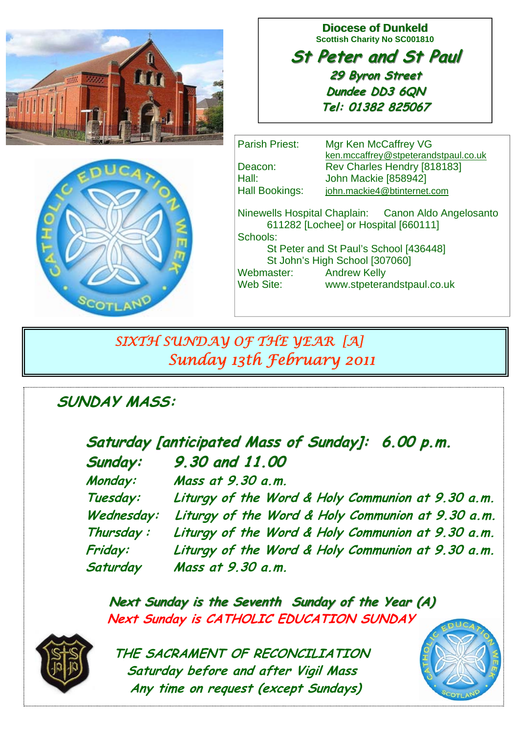**Diocese of Dunkeld**
Scottish Charity No SC001810

# St Peter and St Paul

**29 Byron Street**
**Dundee DD3 6QN**
**Tel: 01382 825067**

| | |
|---|---|
| Parish Priest: | Mgr Ken McCaffrey VG<br>ken.mccaffrey@stpeterandstpaul.co.uk |
| Deacon: | Rev Charles Hendry [818183] |
| Hall: | John Mackie [858942] |
| Hall Bookings: | john.mackie4@btinternet.com |

Ninewells Hospital Chaplain: Canon Aldo Angelosanto
611282 [Lochee] or Hospital [660111]

Schools:
St Peter and St Paul's School [436448]
St John's High School [307060]

Webmaster: Andrew Kelly
Web Site: www.stpeterandstpaul.co.uk

## SIXTH SUNDAY OF THE YEAR [A]
## Sunday 13th February 2011

## SUNDAY MASS:

**Saturday [anticipated Mass of Sunday]: 6.00 p.m.**

| | |
|---|---|
| **Sunday:** | **9.30 and 11.00** |
| Monday: | Mass at 9.30 a.m. |
| Tuesday: | Liturgy of the Word & Holy Communion at 9.30 a.m. |
| Wednesday: | Liturgy of the Word & Holy Communion at 9.30 a.m. |
| Thursday : | Liturgy of the Word & Holy Communion at 9.30 a.m. |
| Friday: | Liturgy of the Word & Holy Communion at 9.30 a.m. |
| Saturday | Mass at 9.30 a.m. |

**Next Sunday is the Seventh Sunday of the Year (A)**
**Next Sunday is CATHOLIC EDUCATION SUNDAY**

THE SACRAMENT OF RECONCILIATION
Saturday before and after Vigil Mass
Any time on request (except Sundays)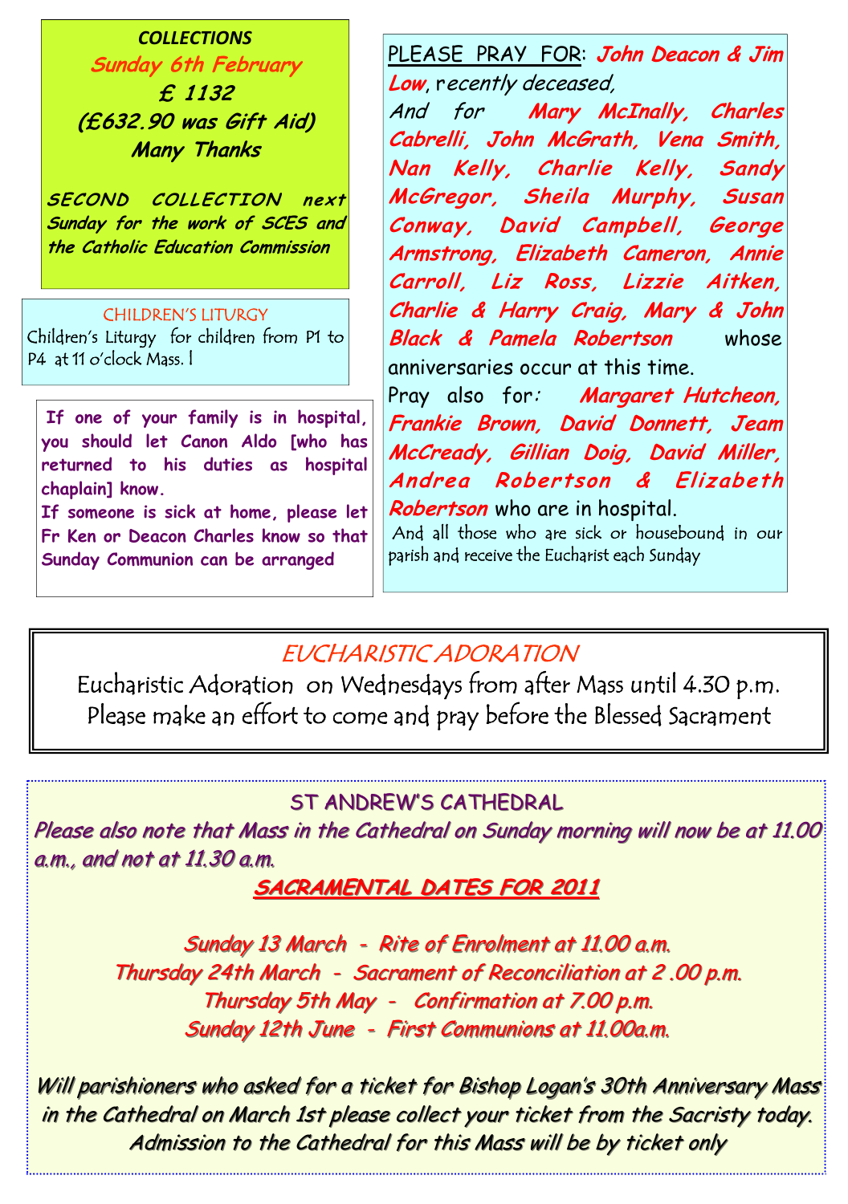**COLLECTIONS**

**Sunday 6th February**

**£ 1132**

**(£632.90 was Gift Aid)**

**Many Thanks**

**SECOND COLLECTION next Sunday for the work of SCES and the Catholic Education Commission**

CHILDREN'S LITURGY

Children's Liturgy for children from P1 to P4 at 11 o'clock Mass. l

**If one of your family is in hospital, you should let Canon Aldo [who has returned to his duties as hospital chaplain] know.**

**If someone is sick at home, please let Fr Ken or Deacon Charles know so that Sunday Communion can be arranged**

PLEASE PRAY FOR: ***John Deacon & Jim Low***, recently deceased,

And for ***Mary McInally, Charles Cabrelli, John McGrath, Vena Smith, Nan Kelly, Charlie Kelly, Sandy McGregor, Sheila Murphy, Susan Conway, David Campbell, George Armstrong, Elizabeth Cameron, Annie Carroll, Liz Ross, Lizzie Aitken, Charlie & Harry Craig, Mary & John Black & Pamela Robertson*** whose anniversaries occur at this time.

Pray also for: ***Margaret Hutcheon, Frankie Brown, David Donnett, Jeam McCready, Gillian Doig, David Miller, Andrea Robertson & Elizabeth Robertson*** who are in hospital.

And all those who are sick or housebound in our parish and receive the Eucharist each Sunday

## EUCHARISTIC ADORATION

Eucharistic Adoration on Wednesdays from after Mass until 4.30 p.m. Please make an effort to come and pray before the Blessed Sacrament

## ST ANDREW'S CATHEDRAL

***Please also note that Mass in the Cathedral on Sunday morning will now be at 11.00 a.m., and not at 11.30 a.m.***

***SACRAMENTAL DATES FOR 2011***

*Sunday 13 March - Rite of Enrolment at 11.00 a.m.*

*Thursday 24th March - Sacrament of Reconciliation at 2 .00 p.m.*

*Thursday 5th May - Confirmation at 7.00 p.m.*

*Sunday 12th June - First Communions at 11.00a.m.*

***Will parishioners who asked for a ticket for Bishop Logan's 30th Anniversary Mass in the Cathedral on March 1st please collect your ticket from the Sacristy today. Admission to the Cathedral for this Mass will be by ticket only***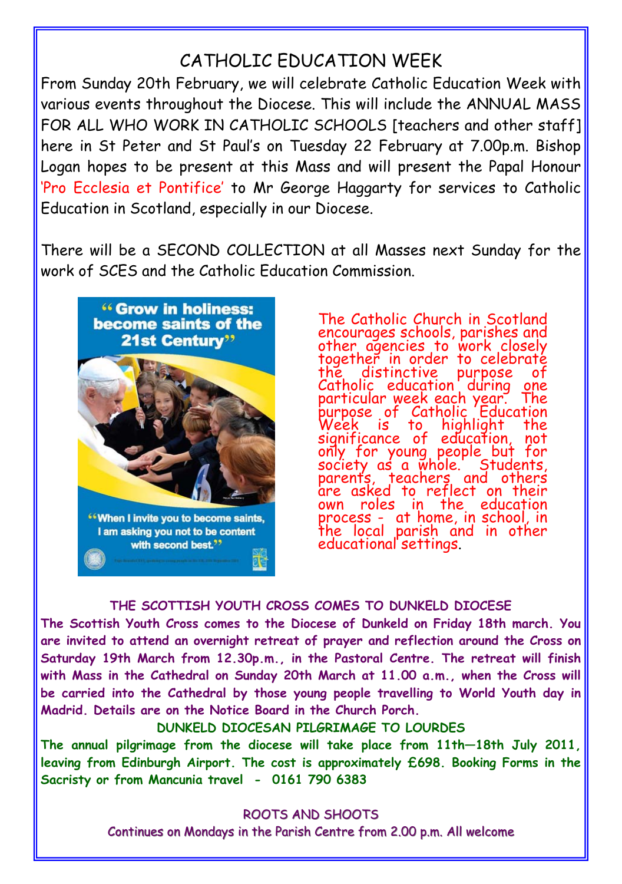# CATHOLIC EDUCATION WEEK

From Sunday 20th February, we will celebrate Catholic Education Week with various events throughout the Diocese. This will include the ANNUAL MASS FOR ALL WHO WORK IN CATHOLIC SCHOOLS [teachers and other staff] here in St Peter and St Paul's on Tuesday 22 February at 7.00p.m. Bishop Logan hopes to be present at this Mass and will present the Papal Honour 'Pro Ecclesia et Pontifice' to Mr George Haggarty for services to Catholic Education in Scotland, especially in our Diocese.

There will be a SECOND COLLECTION at all Masses next Sunday for the work of SCES and the Catholic Education Commission.

"Grow in holiness: become saints of the 21st Century"

"When I invite you to become saints, I am asking you not to be content with second best."

The Catholic Church in Scotland encourages schools, parishes and other agencies to work closely together in order to celebrate the distinctive purpose of Catholic education during one particular week each year. The purpose of Catholic Education Week is to highlight the significance of education, not only for young people but for society as a whole. Students, parents, teachers and others are asked to reflect on their own roles in the education process - at home, in school, in the local parish and in other educational settings.

## THE SCOTTISH YOUTH CROSS COMES TO DUNKELD DIOCESE

**The Scottish Youth Cross comes to the Diocese of Dunkeld on Friday 18th march. You are invited to attend an overnight retreat of prayer and reflection around the Cross on Saturday 19th March from 12.30p.m., in the Pastoral Centre. The retreat will finish with Mass in the Cathedral on Sunday 20th March at 11.00 a.m., when the Cross will be carried into the Cathedral by those young people travelling to World Youth day in Madrid. Details are on the Notice Board in the Church Porch.**

## DUNKELD DIOCESAN PILGRIMAGE TO LOURDES

**The annual pilgrimage from the diocese will take place from 11th—18th July 2011, leaving from Edinburgh Airport. The cost is approximately £698. Booking Forms in the Sacristy or from Mancunia travel - 0161 790 6383**

## ROOTS AND SHOOTS

Continues on Mondays in the Parish Centre from 2.00 p.m. All welcome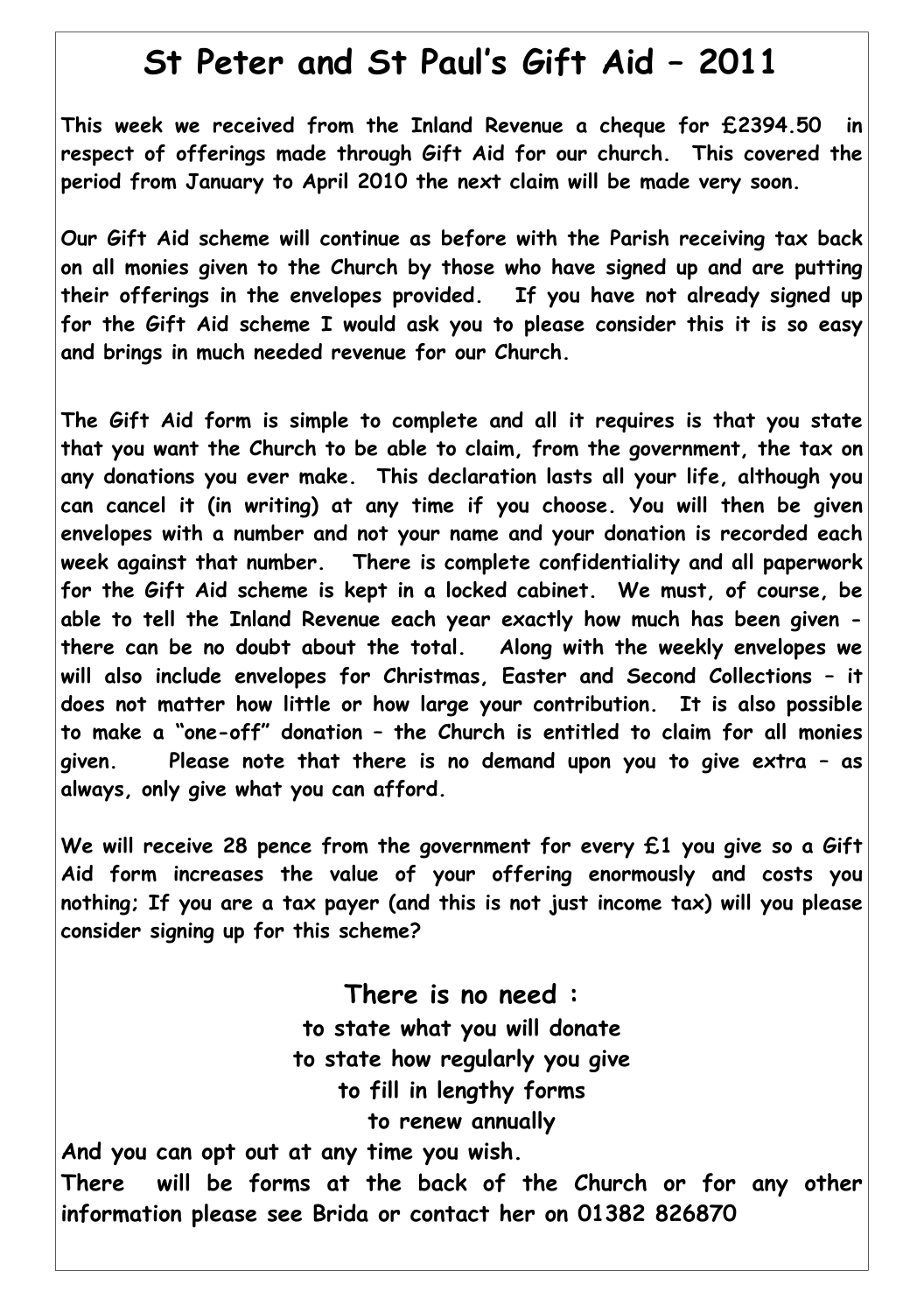# St Peter and St Paul's Gift Aid – 2011

**This week we received from the Inland Revenue a cheque for £2394.50 in respect of offerings made through Gift Aid for our church. This covered the period from January to April 2010 the next claim will be made very soon.**

**Our Gift Aid scheme will continue as before with the Parish receiving tax back on all monies given to the Church by those who have signed up and are putting their offerings in the envelopes provided. If you have not already signed up for the Gift Aid scheme I would ask you to please consider this it is so easy and brings in much needed revenue for our Church.**

**The Gift Aid form is simple to complete and all it requires is that you state that you want the Church to be able to claim, from the government, the tax on any donations you ever make. This declaration lasts all your life, although you can cancel it (in writing) at any time if you choose. You will then be given envelopes with a number and not your name and your donation is recorded each week against that number. There is complete confidentiality and all paperwork for the Gift Aid scheme is kept in a locked cabinet. We must, of course, be able to tell the Inland Revenue each year exactly how much has been given - there can be no doubt about the total. Along with the weekly envelopes we will also include envelopes for Christmas, Easter and Second Collections – it does not matter how little or how large your contribution. It is also possible to make a "one-off" donation – the Church is entitled to claim for all monies given. Please note that there is no demand upon you to give extra – as always, only give what you can afford.**

**We will receive 28 pence from the government for every £1 you give so a Gift Aid form increases the value of your offering enormously and costs you nothing; If you are a tax payer (and this is not just income tax) will you please consider signing up for this scheme?**

## There is no need :

**to state what you will donate**
**to state how regularly you give**
**to fill in lengthy forms**
**to renew annually**

**And you can opt out at any time you wish.**

**There will be forms at the back of the Church or for any other information please see Brida or contact her on 01382 826870**